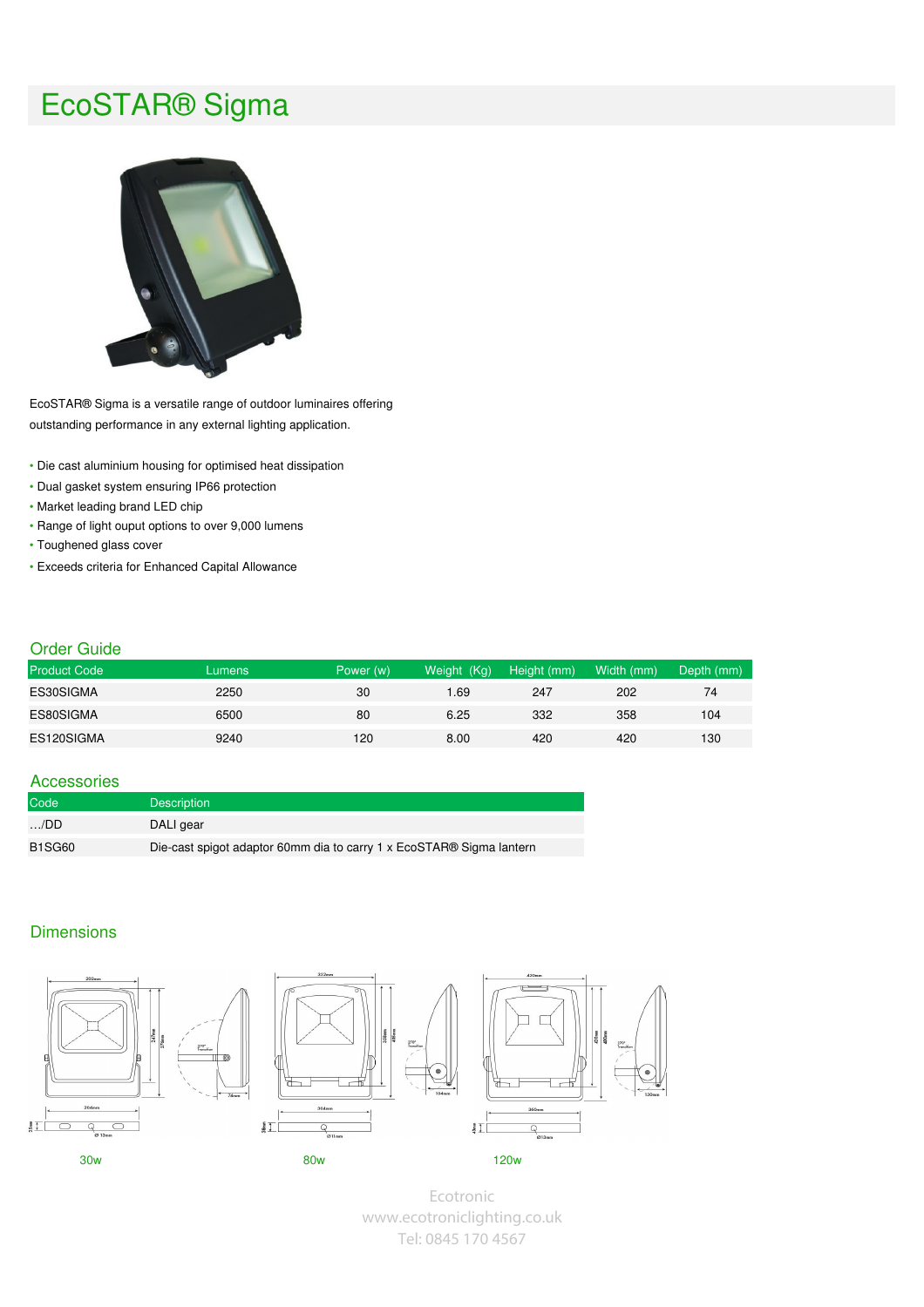# EcoSTAR® Sigma

EcoSTAR® Sigma is a versatile range of outdoor luminaires offering outstanding performance in any external lighting application.

- Die cast aluminium housing for optimised heat dissipation
- Dual gasket system ensuring IP66 protection
- Market leading brand LED chip
- Range of light ouput options to over 9,000 lumens
- Toughened glass cover
- Exceeds criteria for Enhanced Capital Allowance

## Order Guide

| Product Code | Lumens | Power (w) | Weight (Kg) | Height (mm) | Width (mm) | Depth (mm) |
|---|---|---|---|---|---|---|
| ES30SIGMA | 2250 | 30 | 1.69 | 247 | 202 | 74 |
| ES80SIGMA | 6500 | 80 | 6.25 | 332 | 358 | 104 |
| ES120SIGMA | 9240 | 120 | 8.00 | 420 | 420 | 130 |

## Accessories

| Code | Description |
|---|---|
| …/DD | DALI gear |
| B1SG60 | Die-cast spigot adaptor 60mm dia to carry 1 x EcoSTAR® Sigma lantern |

## Dimensions

30w

80w

120w

Ecotronic
www.ecotroniclighting.co.uk
Tel: 0845 170 4567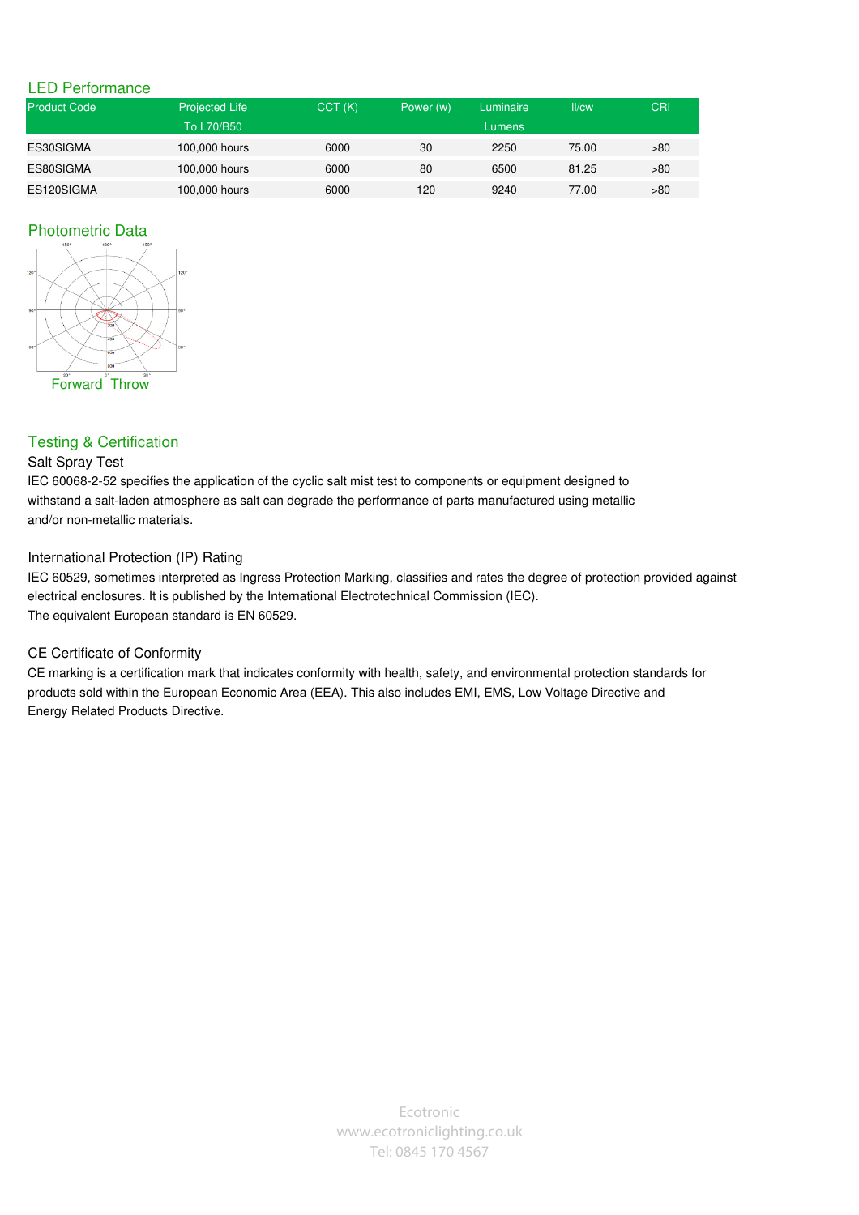## LED Performance

| Product Code | Projected Life To L70/B50 | CCT (K) | Power (w) | Luminaire Lumens | ll/cw | CRI |
|---|---|---|---|---|---|---|
| ES30SIGMA | 100,000 hours | 6000 | 30 | 2250 | 75.00 | >80 |
| ES80SIGMA | 100,000 hours | 6000 | 80 | 6500 | 81.25 | >80 |
| ES120SIGMA | 100,000 hours | 6000 | 120 | 9240 | 77.00 | >80 |

## Photometric Data

150° 180° 150°
120° 120°
90° 90°
60° 60°
30° 0° 30°
200
400
600
800

Forward Throw

## Testing & Certification

### Salt Spray Test

IEC 60068-2-52 specifies the application of the cyclic salt mist test to components or equipment designed to withstand a salt-laden atmosphere as salt can degrade the performance of parts manufactured using metallic and/or non-metallic materials.

### International Protection (IP) Rating

IEC 60529, sometimes interpreted as Ingress Protection Marking, classifies and rates the degree of protection provided against electrical enclosures. It is published by the International Electrotechnical Commission (IEC).
The equivalent European standard is EN 60529.

### CE Certificate of Conformity

CE marking is a certification mark that indicates conformity with health, safety, and environmental protection standards for products sold within the European Economic Area (EEA). This also includes EMI, EMS, Low Voltage Directive and Energy Related Products Directive.

Ecotronic
www.ecotroniclighting.co.uk
Tel: 0845 170 4567